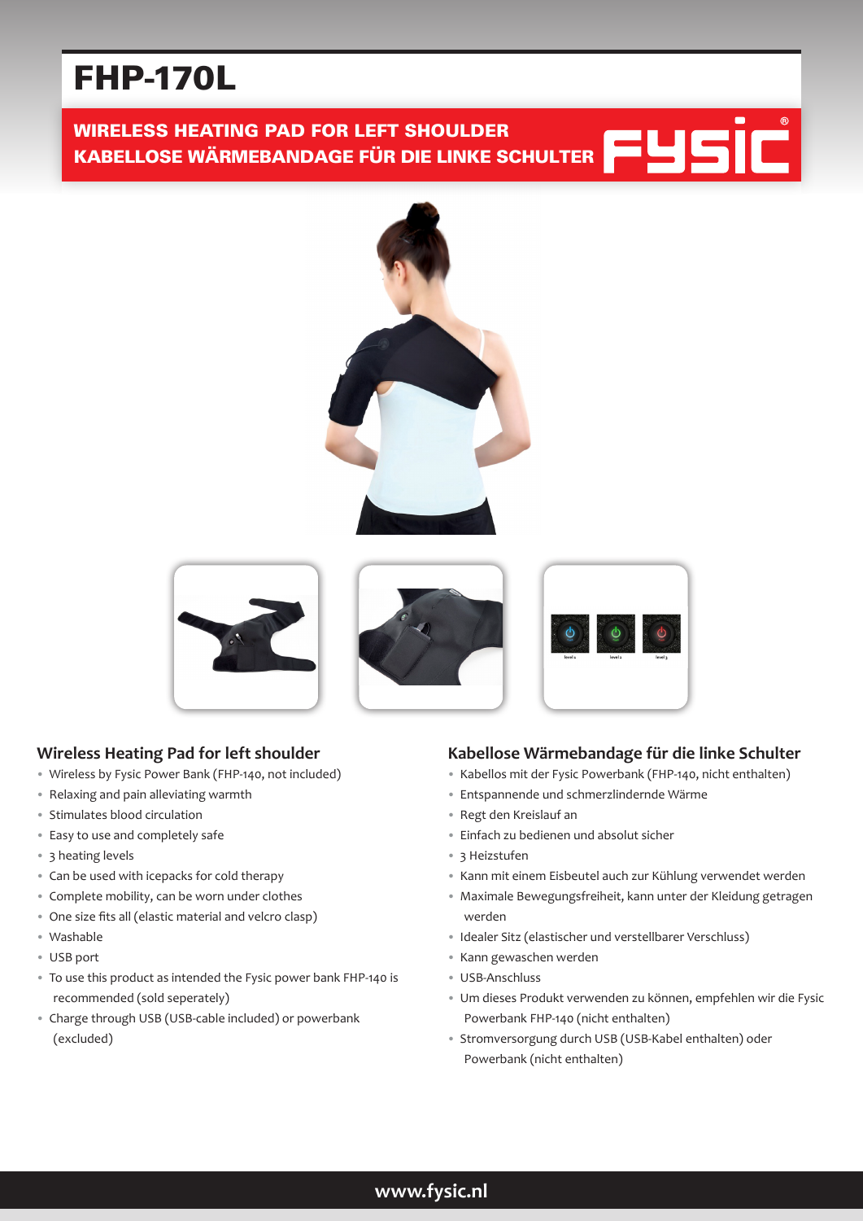# FHP-170L

**WIRELESS HEATING PAD FOR LEFT SHOULDER**
**KABELLOSE WÄRMEBANDAGE FÜR DIE LINKE SCHULTER**

FYSIC®

level 1 level 2 level 3

## Wireless Heating Pad for left shoulder

- Wireless by Fysic Power Bank (FHP-140, not included)
- Relaxing and pain alleviating warmth
- Stimulates blood circulation
- Easy to use and completely safe
- 3 heating levels
- Can be used with icepacks for cold therapy
- Complete mobility, can be worn under clothes
- One size fits all (elastic material and velcro clasp)
- Washable
- USB port
- To use this product as intended the Fysic power bank FHP-140 is recommended (sold seperately)
- Charge through USB (USB-cable included) or powerbank (excluded)

## Kabellose Wärmebandage für die linke Schulter

- Kabellos mit der Fysic Powerbank (FHP-140, nicht enthalten)
- Entspannende und schmerzlindernde Wärme
- Regt den Kreislauf an
- Einfach zu bedienen und absolut sicher
- 3 Heizstufen
- Kann mit einem Eisbeutel auch zur Kühlung verwendet werden
- Maximale Bewegungsfreiheit, kann unter der Kleidung getragen werden
- Idealer Sitz (elastischer und verstellbarer Verschluss)
- Kann gewaschen werden
- USB-Anschluss
- Um dieses Produkt verwenden zu können, empfehlen wir die Fysic Powerbank FHP-140 (nicht enthalten)
- Stromversorgung durch USB (USB-Kabel enthalten) oder Powerbank (nicht enthalten)

www.fysic.nl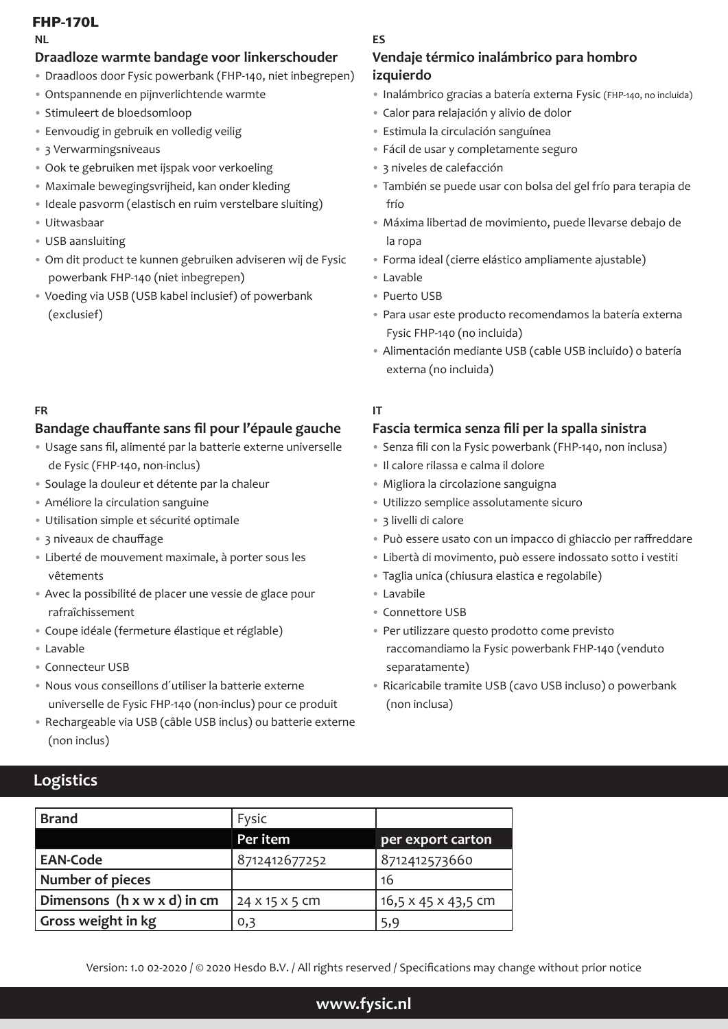# FHP-170L

NL

## Draadloze warmte bandage voor linkerschouder

- Draadloos door Fysic powerbank (FHP-140, niet inbegrepen)
- Ontspannende en pijnverlichtende warmte
- Stimuleert de bloedsomloop
- Eenvoudig in gebruik en volledig veilig
- 3 Verwarmingsniveaus
- Ook te gebruiken met ijspak voor verkoeling
- Maximale bewegingsvrijheid, kan onder kleding
- Ideale pasvorm (elastisch en ruim verstelbare sluiting)
- Uitwasbaar
- USB aansluiting
- Om dit product te kunnen gebruiken adviseren wij de Fysic powerbank FHP-140 (niet inbegrepen)
- Voeding via USB (USB kabel inclusief) of powerbank (exclusief)

ES

## Vendaje térmico inalámbrico para hombro izquierdo

- Inalámbrico gracias a batería externa Fysic (FHP-140, no incluida)
- Calor para relajación y alivio de dolor
- Estimula la circulación sanguínea
- Fácil de usar y completamente seguro
- 3 niveles de calefacción
- También se puede usar con bolsa del gel frío para terapia de frío
- Máxima libertad de movimiento, puede llevarse debajo de la ropa
- Forma ideal (cierre elástico ampliamente ajustable)
- Lavable
- Puerto USB
- Para usar este producto recomendamos la batería externa Fysic FHP-140 (no incluida)
- Alimentación mediante USB (cable USB incluido) o batería externa (no incluida)

FR

## Bandage chauffante sans fil pour l'épaule gauche

- Usage sans fil, alimenté par la batterie externe universelle de Fysic (FHP-140, non-inclus)
- Soulage la douleur et détente par la chaleur
- Améliore la circulation sanguine
- Utilisation simple et sécurité optimale
- 3 niveaux de chauffage
- Liberté de mouvement maximale, à porter sous les vêtements
- Avec la possibilité de placer une vessie de glace pour rafraîchissement
- Coupe idéale (fermeture élastique et réglable)
- Lavable
- Connecteur USB
- Nous vous conseillons d´utiliser la batterie externe universelle de Fysic FHP-140 (non-inclus) pour ce produit
- Rechargeable via USB (câble USB inclus) ou batterie externe (non inclus)

IT

## Fascia termica senza fili per la spalla sinistra

- Senza fili con la Fysic powerbank (FHP-140, non inclusa)
- Il calore rilassa e calma il dolore
- Migliora la circolazione sanguigna
- Utilizzo semplice assolutamente sicuro
- 3 livelli di calore
- Può essere usato con un impacco di ghiaccio per raffreddare
- Libertà di movimento, può essere indossato sotto i vestiti
- Taglia unica (chiusura elastica e regolabile)
- Lavabile
- Connettore USB
- Per utilizzare questo prodotto come previsto raccomandiamo la Fysic powerbank FHP-140 (venduto separatamente)
- Ricaricabile tramite USB (cavo USB incluso) o powerbank (non inclusa)

## Logistics

| Brand | Fysic | |
|---|---|---|
| | **Per item** | **per export carton** |
| **EAN-Code** | 8712412677252 | 8712412573660 |
| **Number of pieces** | | 16 |
| **Dimensons (h x w x d) in cm** | 24 x 15 x 5 cm | 16,5 x 45 x 43,5 cm |
| **Gross weight in kg** | 0,3 | 5,9 |

Version: 1.0 02-2020 / © 2020 Hesdo B.V. / All rights reserved / Specifications may change without prior notice

**www.fysic.nl**